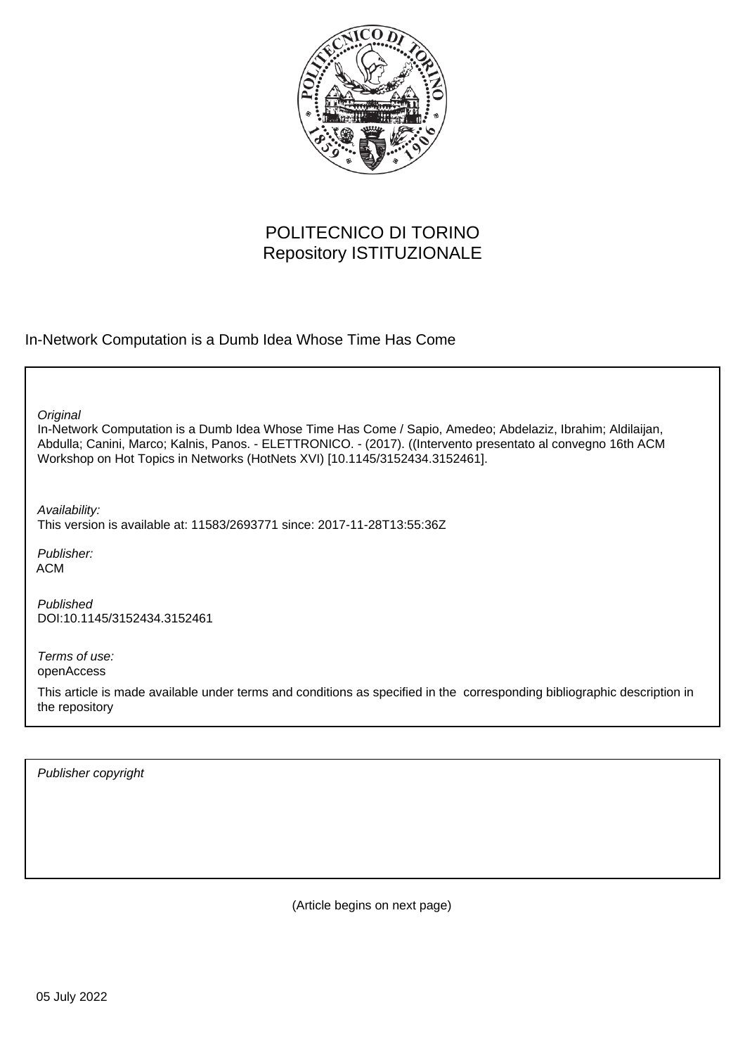POLITECNICO DI TORINO
Repository ISTITUZIONALE

In-Network Computation is a Dumb Idea Whose Time Has Come

*Original*
In-Network Computation is a Dumb Idea Whose Time Has Come / Sapio, Amedeo; Abdelaziz, Ibrahim; Aldilaijan, Abdulla; Canini, Marco; Kalnis, Panos. - ELETTRONICO. - (2017). ((Intervento presentato al convegno 16th ACM Workshop on Hot Topics in Networks (HotNets XVI) [10.1145/3152434.3152461].

*Availability:*
This version is available at: 11583/2693771 since: 2017-11-28T13:55:36Z

*Publisher:*
ACM

*Published*
DOI:10.1145/3152434.3152461

*Terms of use:*
openAccess

This article is made available under terms and conditions as specified in the corresponding bibliographic description in the repository

*Publisher copyright*

(Article begins on next page)

05 July 2022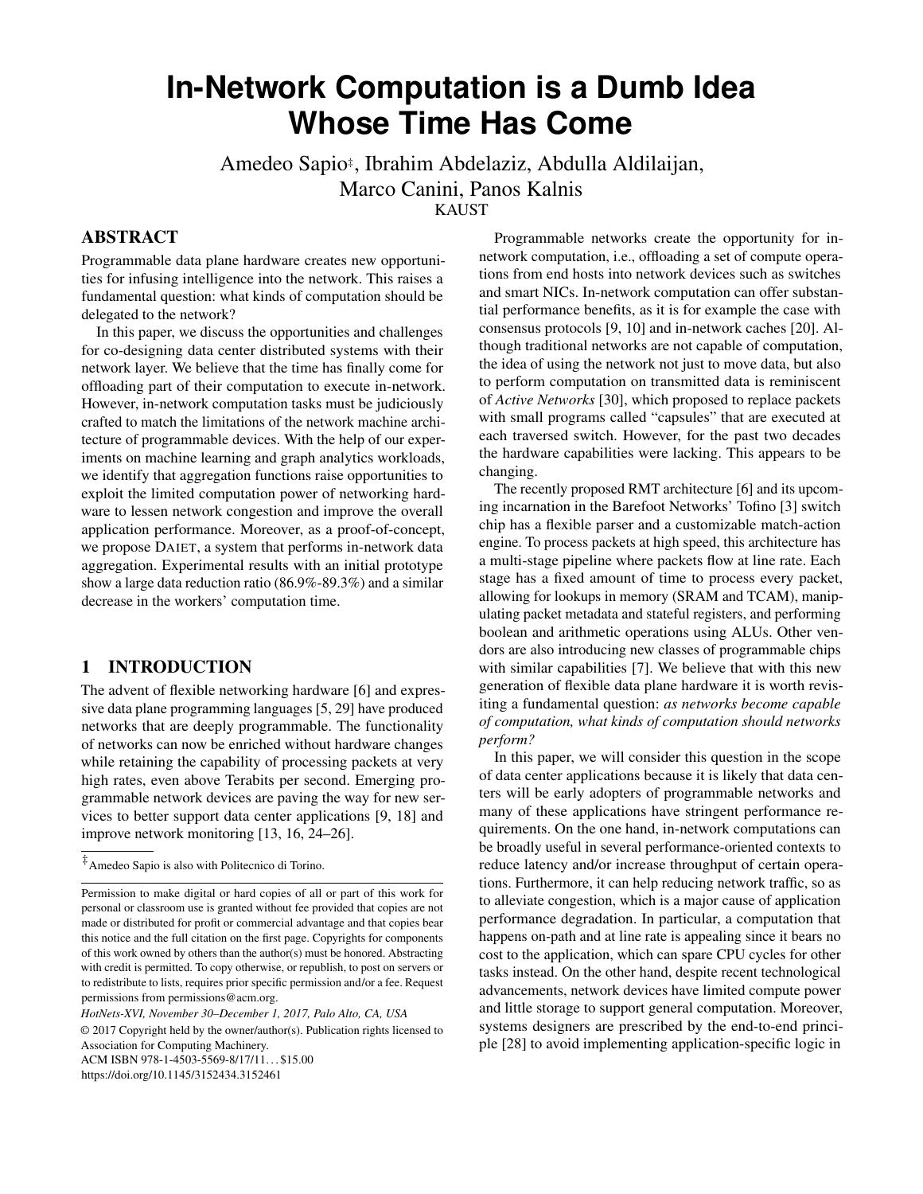# In-Network Computation is a Dumb Idea Whose Time Has Come

Amedeo Sapio[‡], Ibrahim Abdelaziz, Abdulla Aldilaijan, Marco Canini, Panos Kalnis
KAUST

## ABSTRACT

Programmable data plane hardware creates new opportunities for infusing intelligence into the network. This raises a fundamental question: what kinds of computation should be delegated to the network?

In this paper, we discuss the opportunities and challenges for co-designing data center distributed systems with their network layer. We believe that the time has finally come for offloading part of their computation to execute in-network. However, in-network computation tasks must be judiciously crafted to match the limitations of the network machine architecture of programmable devices. With the help of our experiments on machine learning and graph analytics workloads, we identify that aggregation functions raise opportunities to exploit the limited computation power of networking hardware to lessen network congestion and improve the overall application performance. Moreover, as a proof-of-concept, we propose DAIET, a system that performs in-network data aggregation. Experimental results with an initial prototype show a large data reduction ratio (86.9%-89.3%) and a similar decrease in the workers' computation time.

## 1 INTRODUCTION

The advent of flexible networking hardware [6] and expressive data plane programming languages [5, 29] have produced networks that are deeply programmable. The functionality of networks can now be enriched without hardware changes while retaining the capability of processing packets at very high rates, even above Terabits per second. Emerging programmable network devices are paving the way for new services to better support data center applications [9, 18] and improve network monitoring [13, 16, 24–26].

[‡]Amedeo Sapio is also with Politecnico di Torino.

Permission to make digital or hard copies of all or part of this work for personal or classroom use is granted without fee provided that copies are not made or distributed for profit or commercial advantage and that copies bear this notice and the full citation on the first page. Copyrights for components of this work owned by others than the author(s) must be honored. Abstracting with credit is permitted. To copy otherwise, or republish, to post on servers or to redistribute to lists, requires prior specific permission and/or a fee. Request permissions from permissions@acm.org.

*HotNets-XVI, November 30–December 1, 2017, Palo Alto, CA, USA*

© 2017 Copyright held by the owner/author(s). Publication rights licensed to Association for Computing Machinery.

ACM ISBN 978-1-4503-5569-8/17/11...$15.00

https://doi.org/10.1145/3152434.3152461

Programmable networks create the opportunity for in-network computation, i.e., offloading a set of compute operations from end hosts into network devices such as switches and smart NICs. In-network computation can offer substantial performance benefits, as it is for example the case with consensus protocols [9, 10] and in-network caches [20]. Although traditional networks are not capable of computation, the idea of using the network not just to move data, but also to perform computation on transmitted data is reminiscent of *Active Networks* [30], which proposed to replace packets with small programs called "capsules" that are executed at each traversed switch. However, for the past two decades the hardware capabilities were lacking. This appears to be changing.

The recently proposed RMT architecture [6] and its upcoming incarnation in the Barefoot Networks' Tofino [3] switch chip has a flexible parser and a customizable match-action engine. To process packets at high speed, this architecture has a multi-stage pipeline where packets flow at line rate. Each stage has a fixed amount of time to process every packet, allowing for lookups in memory (SRAM and TCAM), manipulating packet metadata and stateful registers, and performing boolean and arithmetic operations using ALUs. Other vendors are also introducing new classes of programmable chips with similar capabilities [7]. We believe that with this new generation of flexible data plane hardware it is worth revisiting a fundamental question: *as networks become capable of computation, what kinds of computation should networks perform?*

In this paper, we will consider this question in the scope of data center applications because it is likely that data centers will be early adopters of programmable networks and many of these applications have stringent performance requirements. On the one hand, in-network computations can be broadly useful in several performance-oriented contexts to reduce latency and/or increase throughput of certain operations. Furthermore, it can help reducing network traffic, so as to alleviate congestion, which is a major cause of application performance degradation. In particular, a computation that happens on-path and at line rate is appealing since it bears no cost to the application, which can spare CPU cycles for other tasks instead. On the other hand, despite recent technological advancements, network devices have limited compute power and little storage to support general computation. Moreover, systems designers are prescribed by the end-to-end principle [28] to avoid implementing application-specific logic in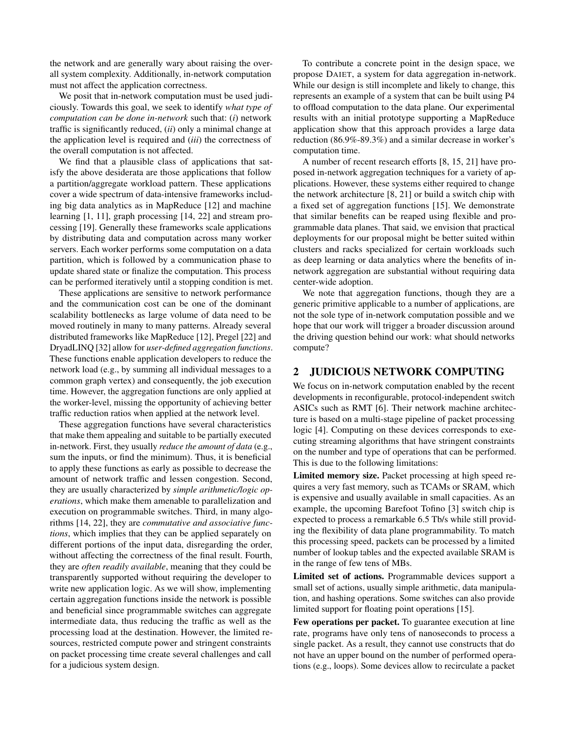the network and are generally wary about raising the overall system complexity. Additionally, in-network computation must not affect the application correctness.

We posit that in-network computation must be used judiciously. Towards this goal, we seek to identify *what type of computation can be done in-network* such that: (*i*) network traffic is significantly reduced, (*ii*) only a minimal change at the application level is required and (*iii*) the correctness of the overall computation is not affected.

We find that a plausible class of applications that satisfy the above desiderata are those applications that follow a partition/aggregate workload pattern. These applications cover a wide spectrum of data-intensive frameworks including big data analytics as in MapReduce [12] and machine learning [1, 11], graph processing [14, 22] and stream processing [19]. Generally these frameworks scale applications by distributing data and computation across many worker servers. Each worker performs some computation on a data partition, which is followed by a communication phase to update shared state or finalize the computation. This process can be performed iteratively until a stopping condition is met.

These applications are sensitive to network performance and the communication cost can be one of the dominant scalability bottlenecks as large volume of data need to be moved routinely in many to many patterns. Already several distributed frameworks like MapReduce [12], Pregel [22] and DryadLINQ [32] allow for *user-defined aggregation functions*. These functions enable application developers to reduce the network load (e.g., by summing all individual messages to a common graph vertex) and consequently, the job execution time. However, the aggregation functions are only applied at the worker-level, missing the opportunity of achieving better traffic reduction ratios when applied at the network level.

These aggregation functions have several characteristics that make them appealing and suitable to be partially executed in-network. First, they usually *reduce the amount of data* (e.g., sum the inputs, or find the minimum). Thus, it is beneficial to apply these functions as early as possible to decrease the amount of network traffic and lessen congestion. Second, they are usually characterized by *simple arithmetic/logic operations*, which make them amenable to parallelization and execution on programmable switches. Third, in many algorithms [14, 22], they are *commutative and associative functions*, which implies that they can be applied separately on different portions of the input data, disregarding the order, without affecting the correctness of the final result. Fourth, they are *often readily available*, meaning that they could be transparently supported without requiring the developer to write new application logic. As we will show, implementing certain aggregation functions inside the network is possible and beneficial since programmable switches can aggregate intermediate data, thus reducing the traffic as well as the processing load at the destination. However, the limited resources, restricted compute power and stringent constraints on packet processing time create several challenges and call for a judicious system design.

To contribute a concrete point in the design space, we propose DAIET, a system for data aggregation in-network. While our design is still incomplete and likely to change, this represents an example of a system that can be built using P4 to offload computation to the data plane. Our experimental results with an initial prototype supporting a MapReduce application show that this approach provides a large data reduction (86.9%-89.3%) and a similar decrease in worker's computation time.

A number of recent research efforts [8, 15, 21] have proposed in-network aggregation techniques for a variety of applications. However, these systems either required to change the network architecture [8, 21] or build a switch chip with a fixed set of aggregation functions [15]. We demonstrate that similar benefits can be reaped using flexible and programmable data planes. That said, we envision that practical deployments for our proposal might be better suited within clusters and racks specialized for certain workloads such as deep learning or data analytics where the benefits of in-network aggregation are substantial without requiring data center-wide adoption.

We note that aggregation functions, though they are a generic primitive applicable to a number of applications, are not the sole type of in-network computation possible and we hope that our work will trigger a broader discussion around the driving question behind our work: what should networks compute?

## 2 JUDICIOUS NETWORK COMPUTING

We focus on in-network computation enabled by the recent developments in reconfigurable, protocol-independent switch ASICs such as RMT [6]. Their network machine architecture is based on a multi-stage pipeline of packet processing logic [4]. Computing on these devices corresponds to executing streaming algorithms that have stringent constraints on the number and type of operations that can be performed. This is due to the following limitations:

**Limited memory size.** Packet processing at high speed requires a very fast memory, such as TCAMs or SRAM, which is expensive and usually available in small capacities. As an example, the upcoming Barefoot Tofino [3] switch chip is expected to process a remarkable 6.5 Tb/s while still providing the flexibility of data plane programmability. To match this processing speed, packets can be processed by a limited number of lookup tables and the expected available SRAM is in the range of few tens of MBs.

**Limited set of actions.** Programmable devices support a small set of actions, usually simple arithmetic, data manipulation, and hashing operations. Some switches can also provide limited support for floating point operations [15].

**Few operations per packet.** To guarantee execution at line rate, programs have only tens of nanoseconds to process a single packet. As a result, they cannot use constructs that do not have an upper bound on the number of performed operations (e.g., loops). Some devices allow to recirculate a packet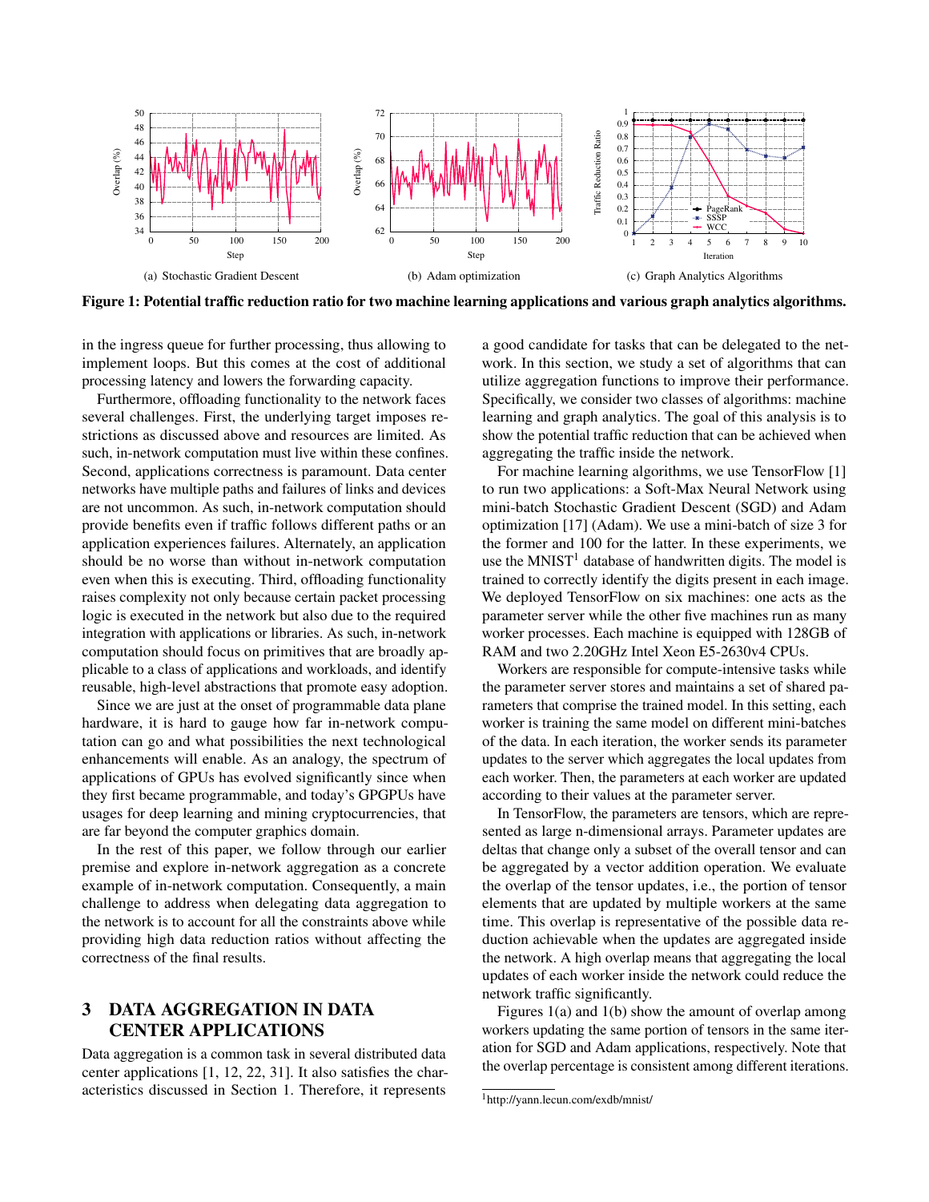(a) Stochastic Gradient Descent

(b) Adam optimization

(c) Graph Analytics Algorithms

**Figure 1: Potential traffic reduction ratio for two machine learning applications and various graph analytics algorithms.**

in the ingress queue for further processing, thus allowing to implement loops. But this comes at the cost of additional processing latency and lowers the forwarding capacity.

Furthermore, offloading functionality to the network faces several challenges. First, the underlying target imposes restrictions as discussed above and resources are limited. As such, in-network computation must live within these confines. Second, applications correctness is paramount. Data center networks have multiple paths and failures of links and devices are not uncommon. As such, in-network computation should provide benefits even if traffic follows different paths or an application experiences failures. Alternately, an application should be no worse than without in-network computation even when this is executing. Third, offloading functionality raises complexity not only because certain packet processing logic is executed in the network but also due to the required integration with applications or libraries. As such, in-network computation should focus on primitives that are broadly applicable to a class of applications and workloads, and identify reusable, high-level abstractions that promote easy adoption.

Since we are just at the onset of programmable data plane hardware, it is hard to gauge how far in-network computation can go and what possibilities the next technological enhancements will enable. As an analogy, the spectrum of applications of GPUs has evolved significantly since when they first became programmable, and today's GPGPUs have usages for deep learning and mining cryptocurrencies, that are far beyond the computer graphics domain.

In the rest of this paper, we follow through our earlier premise and explore in-network aggregation as a concrete example of in-network computation. Consequently, a main challenge to address when delegating data aggregation to the network is to account for all the constraints above while providing high data reduction ratios without affecting the correctness of the final results.

## 3 DATA AGGREGATION IN DATA CENTER APPLICATIONS

Data aggregation is a common task in several distributed data center applications [1, 12, 22, 31]. It also satisfies the characteristics discussed in Section 1. Therefore, it represents a good candidate for tasks that can be delegated to the network. In this section, we study a set of algorithms that can utilize aggregation functions to improve their performance. Specifically, we consider two classes of algorithms: machine learning and graph analytics. The goal of this analysis is to show the potential traffic reduction that can be achieved when aggregating the traffic inside the network.

For machine learning algorithms, we use TensorFlow [1] to run two applications: a Soft-Max Neural Network using mini-batch Stochastic Gradient Descent (SGD) and Adam optimization [17] (Adam). We use a mini-batch of size 3 for the former and 100 for the latter. In these experiments, we use the MNIST[1] database of handwritten digits. The model is trained to correctly identify the digits present in each image. We deployed TensorFlow on six machines: one acts as the parameter server while the other five machines run as many worker processes. Each machine is equipped with 128GB of RAM and two 2.20GHz Intel Xeon E5-2630v4 CPUs.

Workers are responsible for compute-intensive tasks while the parameter server stores and maintains a set of shared parameters that comprise the trained model. In this setting, each worker is training the same model on different mini-batches of the data. In each iteration, the worker sends its parameter updates to the server which aggregates the local updates from each worker. Then, the parameters at each worker are updated according to their values at the parameter server.

In TensorFlow, the parameters are tensors, which are represented as large n-dimensional arrays. Parameter updates are deltas that change only a subset of the overall tensor and can be aggregated by a vector addition operation. We evaluate the overlap of the tensor updates, i.e., the portion of tensor elements that are updated by multiple workers at the same time. This overlap is representative of the possible data reduction achievable when the updates are aggregated inside the network. A high overlap means that aggregating the local updates of each worker inside the network could reduce the network traffic significantly.

Figures 1(a) and 1(b) show the amount of overlap among workers updating the same portion of tensors in the same iteration for SGD and Adam applications, respectively. Note that the overlap percentage is consistent among different iterations.

[1] http://yann.lecun.com/exdb/mnist/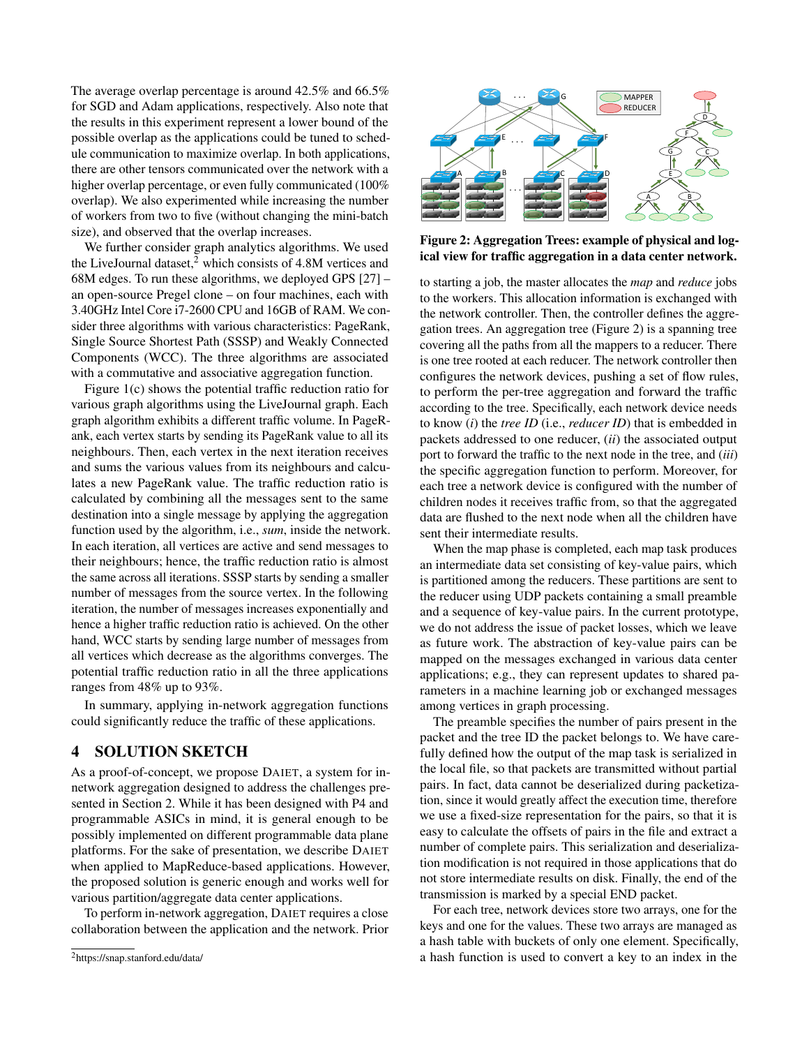The average overlap percentage is around 42.5% and 66.5% for SGD and Adam applications, respectively. Also note that the results in this experiment represent a lower bound of the possible overlap as the applications could be tuned to schedule communication to maximize overlap. In both applications, there are other tensors communicated over the network with a higher overlap percentage, or even fully communicated (100% overlap). We also experimented while increasing the number of workers from two to five (without changing the mini-batch size), and observed that the overlap increases.

We further consider graph analytics algorithms. We used the LiveJournal dataset,[2] which consists of 4.8M vertices and 68M edges. To run these algorithms, we deployed GPS [27] – an open-source Pregel clone – on four machines, each with 3.40GHz Intel Core i7-2600 CPU and 16GB of RAM. We consider three algorithms with various characteristics: PageRank, Single Source Shortest Path (SSSP) and Weakly Connected Components (WCC). The three algorithms are associated with a commutative and associative aggregation function.

Figure 1(c) shows the potential traffic reduction ratio for various graph algorithms using the LiveJournal graph. Each graph algorithm exhibits a different traffic volume. In PageRank, each vertex starts by sending its PageRank value to all its neighbours. Then, each vertex in the next iteration receives and sums the various values from its neighbours and calculates a new PageRank value. The traffic reduction ratio is calculated by combining all the messages sent to the same destination into a single message by applying the aggregation function used by the algorithm, i.e., *sum*, inside the network. In each iteration, all vertices are active and send messages to their neighbours; hence, the traffic reduction ratio is almost the same across all iterations. SSSP starts by sending a smaller number of messages from the source vertex. In the following iteration, the number of messages increases exponentially and hence a higher traffic reduction ratio is achieved. On the other hand, WCC starts by sending large number of messages from all vertices which decrease as the algorithm converges. The potential traffic reduction ratio in all the three applications ranges from 48% up to 93%.

In summary, applying in-network aggregation functions could significantly reduce the traffic of these applications.

## 4 SOLUTION SKETCH

As a proof-of-concept, we propose DAIET, a system for in-network aggregation designed to address the challenges presented in Section 2. While it has been designed with P4 and programmable ASICs in mind, it is general enough to be possibly implemented on different programmable data plane platforms. For the sake of presentation, we describe DAIET when applied to MapReduce-based applications. However, the proposed solution is generic enough and works well for various partition/aggregate data center applications.

To perform in-network aggregation, DAIET requires a close collaboration between the application and the network. Prior to starting a job, the master allocates the *map* and *reduce* jobs to the workers. This allocation information is exchanged with the network controller. Then, the controller defines the aggregation trees. An aggregation tree (Figure 2) is a spanning tree covering all the paths from all the mappers to a reducer. There is one tree rooted at each reducer. The network controller then configures the network devices, pushing a set of flow rules, to perform the per-tree aggregation and forward the traffic according to the tree. Specifically, each network device needs to know (*i*) the *tree ID* (i.e., *reducer ID*) that is embedded in packets addressed to one reducer, (*ii*) the associated output port to forward the traffic to the next node in the tree, and (*iii*) the specific aggregation function to perform. Moreover, for each tree a network device is configured with the number of children nodes it receives traffic from, so that the aggregated data are flushed to the next node when all the children have sent their intermediate results.

**Figure 2: Aggregation Trees: example of physical and logical view for traffic aggregation in a data center network.**

When the map phase is completed, each map task produces an intermediate data set consisting of key-value pairs, which is partitioned among the reducers. These partitions are sent to the reducer using UDP packets containing a small preamble and a sequence of key-value pairs. In the current prototype, we do not address the issue of packet losses, which we leave as future work. The abstraction of key-value pairs can be mapped on the messages exchanged in various data center applications; e.g., they can represent updates to shared parameters in a machine learning job or exchanged messages among vertices in graph processing.

The preamble specifies the number of pairs present in the packet and the tree ID the packet belongs to. We have carefully defined how the output of the map task is serialized in the local file, so that packets are transmitted without partial pairs. In fact, data cannot be deserialized during packetization, since it would greatly affect the execution time, therefore we use a fixed-size representation for the pairs, so that it is easy to calculate the offsets of pairs in the file and extract a number of complete pairs. This serialization and deserialization modification is not required in those applications that do not store intermediate results on disk. Finally, the end of the transmission is marked by a special END packet.

For each tree, network devices store two arrays, one for the keys and one for the values. These two arrays are managed as a hash table with buckets of only one element. Specifically, a hash function is used to convert a key to an index in the

[2] https://snap.stanford.edu/data/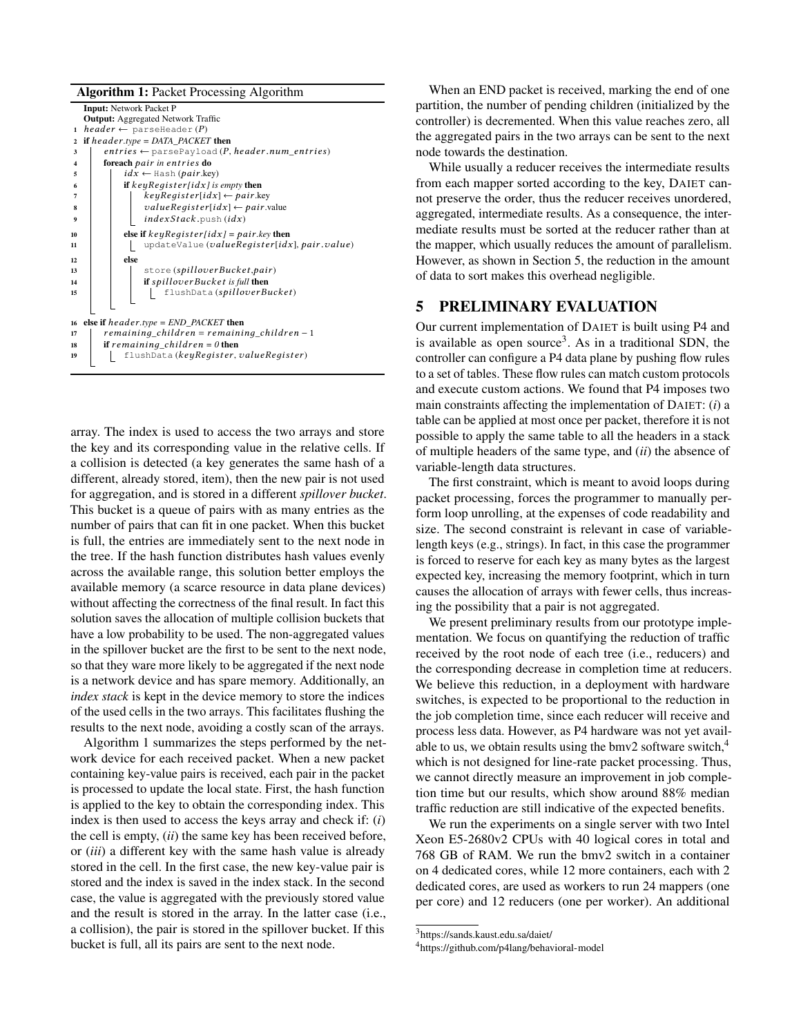**Algorithm 1:** Packet Processing Algorithm

```
   Input: Network Packet P
   Output: Aggregated Network Traffic
 1 header ← parseHeader (P)
 2 if header.type = DATA_PACKET then
 3     entries ← parsePayload (P, header.num_entries)
 4     foreach pair in entries do
 5         idx ← Hash (pair.key)
 6         if keyRegister[idx] is empty then
 7             keyRegister[idx] ← pair.key
 8             valueRegister[idx] ← pair.value
 9             indexStack.push (idx)
10         else if keyRegister[idx] = pair.key then
11             updateValue (valueRegister[idx], pair.value)
12         else
13             store (spilloverBucket,pair)
14             if spilloverBucket is full then
15                 flushData (spilloverBucket)
16 else if header.type = END_PACKET then
17     remaining_children = remaining_children − 1
18     if remaining_children = 0 then
19         flushData (keyRegister, valueRegister)
```

array. The index is used to access the two arrays and store the key and its corresponding value in the relative cells. If a collision is detected (a key generates the same hash of a different, already stored, item), then the new pair is not used for aggregation, and is stored in a different *spillover bucket*. This bucket is a queue of pairs with as many entries as the number of pairs that can fit in one packet. When this bucket is full, the entries are immediately sent to the next node in the tree. If the hash function distributes hash values evenly across the available range, this solution better employs the available memory (a scarce resource in data plane devices) without affecting the correctness of the final result. In fact this solution saves the allocation of multiple collision buckets that have a low probability to be used. The non-aggregated values in the spillover bucket are the first to be sent to the next node, so that they ware more likely to be aggregated if the next node is a network device and has spare memory. Additionally, an *index stack* is kept in the device memory to store the indices of the used cells in the two arrays. This facilitates flushing the results to the next node, avoiding a costly scan of the arrays.

Algorithm 1 summarizes the steps performed by the network device for each received packet. When a new packet containing key-value pairs is received, each pair in the packet is processed to update the local state. First, the hash function is applied to the key to obtain the corresponding index. This index is then used to access the keys array and check if: (*i*) the cell is empty, (*ii*) the same key has been received before, or (*iii*) a different key with the same hash value is already stored in the cell. In the first case, the new key-value pair is stored and the index is saved in the index stack. In the second case, the value is aggregated with the previously stored value and the result is stored in the array. In the latter case (i.e., a collision), the pair is stored in the spillover bucket. If this bucket is full, all its pairs are sent to the next node.

When an END packet is received, marking the end of one partition, the number of pending children (initialized by the controller) is decremented. When this value reaches zero, all the aggregated pairs in the two arrays can be sent to the next node towards the destination.

While usually a reducer receives the intermediate results from each mapper sorted according to the key, DAIET cannot preserve the order, thus the reducer receives unordered, aggregated, intermediate results. As a consequence, the intermediate results must be sorted at the reducer rather than at the mapper, which usually reduces the amount of parallelism. However, as shown in Section 5, the reduction in the amount of data to sort makes this overhead negligible.

## 5 PRELIMINARY EVALUATION

Our current implementation of DAIET is built using P4 and is available as open source[3]. As in a traditional SDN, the controller can configure a P4 data plane by pushing flow rules to a set of tables. These flow rules can match custom protocols and execute custom actions. We found that P4 imposes two main constraints affecting the implementation of DAIET: (*i*) a table can be applied at most once per packet, therefore it is not possible to apply the same table to all the headers in a stack of multiple headers of the same type, and (*ii*) the absence of variable-length data structures.

The first constraint, which is meant to avoid loops during packet processing, forces the programmer to manually perform loop unrolling, at the expenses of code readability and size. The second constraint is relevant in case of variable-length keys (e.g., strings). In fact, in this case the programmer is forced to reserve for each key as many bytes as the largest expected key, increasing the memory footprint, which in turn causes the allocation of arrays with fewer cells, thus increasing the possibility that a pair is not aggregated.

We present preliminary results from our prototype implementation. We focus on quantifying the reduction of traffic received by the root node of each tree (i.e., reducers) and the corresponding decrease in completion time at reducers. We believe this reduction, in a deployment with hardware switches, is expected to be proportional to the reduction in the job completion time, since each reducer will receive and process less data. However, as P4 hardware was not yet available to us, we obtain results using the bmv2 software switch,[4] which is not designed for line-rate packet processing. Thus, we cannot directly measure an improvement in job completion time but our results, which show around 88% median traffic reduction are still indicative of the expected benefits.

We run the experiments on a single server with two Intel Xeon E5-2680v2 CPUs with 40 logical cores in total and 768 GB of RAM. We run the bmv2 switch in a container on 4 dedicated cores, while 12 more containers, each with 2 dedicated cores, are used as workers to run 24 mappers (one per core) and 12 reducers (one per worker). An additional

[3] https://sands.kaust.edu.sa/daiet/

[4] https://github.com/p4lang/behavioral-model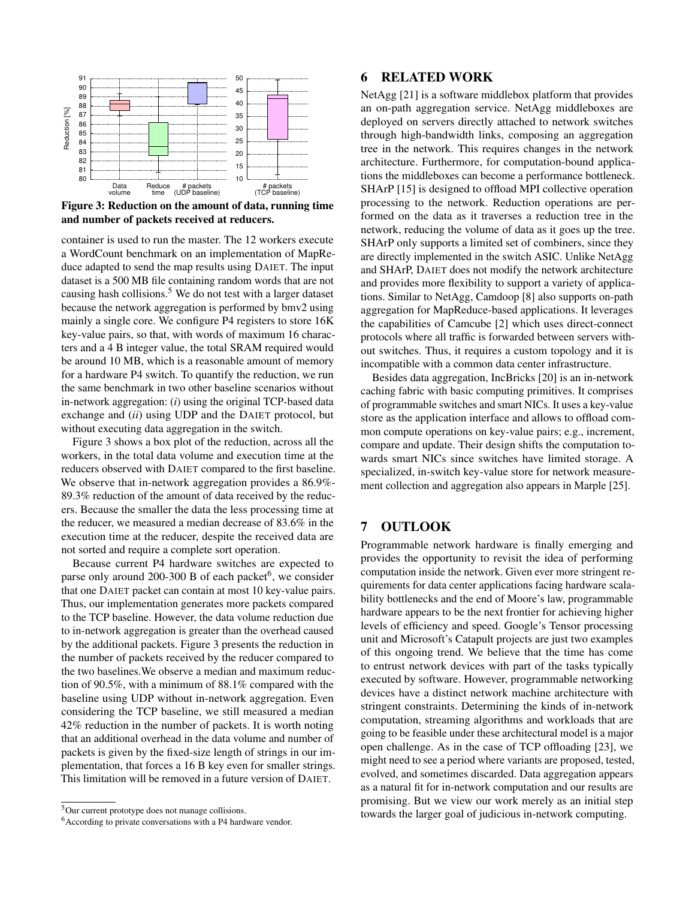Figure 3: Reduction on the amount of data, running time and number of packets received at reducers.

container is used to run the master. The 12 workers execute a WordCount benchmark on an implementation of MapReduce adapted to send the map results using DAIET. The input dataset is a 500 MB file containing random words that are not causing hash collisions.[5] We do not test with a larger dataset because the network aggregation is performed by bmv2 using mainly a single core. We configure P4 registers to store 16K key-value pairs, so that, with words of maximum 16 characters and a 4 B integer value, the total SRAM required would be around 10 MB, which is a reasonable amount of memory for a hardware P4 switch. To quantify the reduction, we run the same benchmark in two other baseline scenarios without in-network aggregation: (*i*) using the original TCP-based data exchange and (*ii*) using UDP and the DAIET protocol, but without executing data aggregation in the switch.

Figure 3 shows a box plot of the reduction, across all the workers, in the total data volume and execution time at the reducers observed with DAIET compared to the first baseline. We observe that in-network aggregation provides a 86.9%-89.3% reduction of the amount of data received by the reducers. Because the smaller the data the less processing time at the reducer, we measured a median decrease of 83.6% in the execution time at the reducer, despite the received data are not sorted and require a complete sort operation.

Because current P4 hardware switches are expected to parse only around 200-300 B of each packet[6], we consider that one DAIET packet can contain at most 10 key-value pairs. Thus, our implementation generates more packets compared to the TCP baseline. However, the data volume reduction due to in-network aggregation is greater than the overhead caused by the additional packets. Figure 3 presents the reduction in the number of packets received by the reducer compared to the two baselines.We observe a median and maximum reduction of 90.5%, with a minimum of 88.1% compared with the baseline using UDP without in-network aggregation. Even considering the TCP baseline, we still measured a median 42% reduction in the number of packets. It is worth noting that an additional overhead in the data volume and number of packets is given by the fixed-size length of strings in our implementation, that forces a 16 B key even for smaller strings. This limitation will be removed in a future version of DAIET.

[5] Our current prototype does not manage collisions.

[6] According to private conversations with a P4 hardware vendor.

## 6 RELATED WORK

NetAgg [21] is a software middlebox platform that provides an on-path aggregation service. NetAgg middleboxes are deployed on servers directly attached to network switches through high-bandwidth links, composing an aggregation tree in the network. This requires changes in the network architecture. Furthermore, for computation-bound applications the middleboxes can become a performance bottleneck. SHArP [15] is designed to offload MPI collective operation processing to the network. Reduction operations are performed on the data as it traverses a reduction tree in the network, reducing the volume of data as it goes up the tree. SHArP only supports a limited set of combiners, since they are directly implemented in the switch ASIC. Unlike NetAgg and SHArP, DAIET does not modify the network architecture and provides more flexibility to support a variety of applications. Similar to NetAgg, Camdoop [8] also supports on-path aggregation for MapReduce-based applications. It leverages the capabilities of Camcube [2] which uses direct-connect protocols where all traffic is forwarded between servers without switches. Thus, it requires a custom topology and it is incompatible with a common data center infrastructure.

Besides data aggregation, IncBricks [20] is an in-network caching fabric with basic computing primitives. It comprises of programmable switches and smart NICs. It uses a key-value store as the application interface and allows to offload common compute operations on key-value pairs; e.g., increment, compare and update. Their design shifts the computation towards smart NICs since switches have limited storage. A specialized, in-switch key-value store for network measurement collection and aggregation also appears in Marple [25].

## 7 OUTLOOK

Programmable network hardware is finally emerging and provides the opportunity to revisit the idea of performing computation inside the network. Given ever more stringent requirements for data center applications facing hardware scalability bottlenecks and the end of Moore's law, programmable hardware appears to be the next frontier for achieving higher levels of efficiency and speed. Google's Tensor processing unit and Microsoft's Catapult projects are just two examples of this ongoing trend. We believe that the time has come to entrust network devices with part of the tasks typically executed by software. However, programmable networking devices have a distinct network machine architecture with stringent constraints. Determining the kinds of in-network computation, streaming algorithms and workloads that are going to be feasible under these architectural model is a major open challenge. As in the case of TCP offloading [23], we might need to see a period where variants are proposed, tested, evolved, and sometimes discarded. Data aggregation appears as a natural fit for in-network computation and our results are promising. But we view our work merely as an initial step towards the larger goal of judicious in-network computing.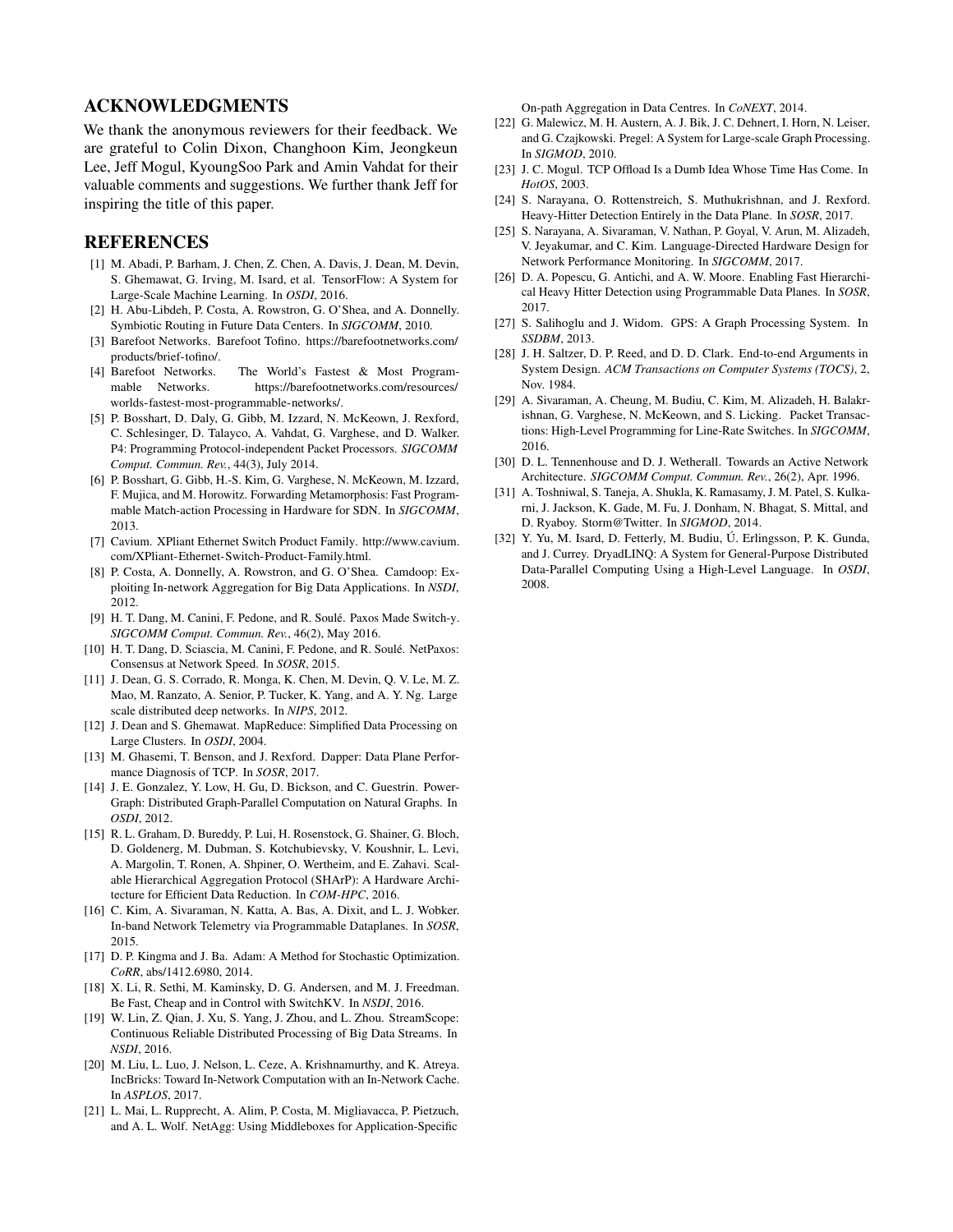## ACKNOWLEDGMENTS

We thank the anonymous reviewers for their feedback. We are grateful to Colin Dixon, Changhoon Kim, Jeongkeun Lee, Jeff Mogul, KyoungSoo Park and Amin Vahdat for their valuable comments and suggestions. We further thank Jeff for inspiring the title of this paper.

## REFERENCES

[1] M. Abadi, P. Barham, J. Chen, Z. Chen, A. Davis, J. Dean, M. Devin, S. Ghemawat, G. Irving, M. Isard, et al. TensorFlow: A System for Large-Scale Machine Learning. In *OSDI*, 2016.

[2] H. Abu-Libdeh, P. Costa, A. Rowstron, G. O'Shea, and A. Donnelly. Symbiotic Routing in Future Data Centers. In *SIGCOMM*, 2010.

[3] Barefoot Networks. Barefoot Tofino. https://barefootnetworks.com/products/brief-tofino/.

[4] Barefoot Networks. The World's Fastest & Most Programmable Networks. https://barefootnetworks.com/resources/worlds-fastest-most-programmable-networks/.

[5] P. Bosshart, D. Daly, G. Gibb, M. Izzard, N. McKeown, J. Rexford, C. Schlesinger, D. Talayco, A. Vahdat, G. Varghese, and D. Walker. P4: Programming Protocol-independent Packet Processors. *SIGCOMM Comput. Commun. Rev.*, 44(3), July 2014.

[6] P. Bosshart, G. Gibb, H.-S. Kim, G. Varghese, N. McKeown, M. Izzard, F. Mujica, and M. Horowitz. Forwarding Metamorphosis: Fast Programmable Match-action Processing in Hardware for SDN. In *SIGCOMM*, 2013.

[7] Cavium. XPliant Ethernet Switch Product Family. http://www.cavium.com/XPliant-Ethernet-Switch-Product-Family.html.

[8] P. Costa, A. Donnelly, A. Rowstron, and G. O'Shea. Camdoop: Exploiting In-network Aggregation for Big Data Applications. In *NSDI*, 2012.

[9] H. T. Dang, M. Canini, F. Pedone, and R. Soulé. Paxos Made Switch-y. *SIGCOMM Comput. Commun. Rev.*, 46(2), May 2016.

[10] H. T. Dang, D. Sciascia, M. Canini, F. Pedone, and R. Soulé. NetPaxos: Consensus at Network Speed. In *SOSR*, 2015.

[11] J. Dean, G. S. Corrado, R. Monga, K. Chen, M. Devin, Q. V. Le, M. Z. Mao, M. Ranzato, A. Senior, P. Tucker, K. Yang, and A. Y. Ng. Large scale distributed deep networks. In *NIPS*, 2012.

[12] J. Dean and S. Ghemawat. MapReduce: Simplified Data Processing on Large Clusters. In *OSDI*, 2004.

[13] M. Ghasemi, T. Benson, and J. Rexford. Dapper: Data Plane Performance Diagnosis of TCP. In *SOSR*, 2017.

[14] J. E. Gonzalez, Y. Low, H. Gu, D. Bickson, and C. Guestrin. PowerGraph: Distributed Graph-Parallel Computation on Natural Graphs. In *OSDI*, 2012.

[15] R. L. Graham, D. Bureddy, P. Lui, H. Rosenstock, G. Shainer, G. Bloch, D. Goldenerg, M. Dubman, S. Kotchubievsky, V. Koushnir, L. Levi, A. Margolin, T. Ronen, A. Shpiner, O. Wertheim, and E. Zahavi. Scalable Hierarchical Aggregation Protocol (SHArP): A Hardware Architecture for Efficient Data Reduction. In *COM-HPC*, 2016.

[16] C. Kim, A. Sivaraman, N. Katta, A. Bas, A. Dixit, and L. J. Wobker. In-band Network Telemetry via Programmable Dataplanes. In *SOSR*, 2015.

[17] D. P. Kingma and J. Ba. Adam: A Method for Stochastic Optimization. *CoRR*, abs/1412.6980, 2014.

[18] X. Li, R. Sethi, M. Kaminsky, D. G. Andersen, and M. J. Freedman. Be Fast, Cheap and in Control with SwitchKV. In *NSDI*, 2016.

[19] W. Lin, Z. Qian, J. Xu, S. Yang, J. Zhou, and L. Zhou. StreamScope: Continuous Reliable Distributed Processing of Big Data Streams. In *NSDI*, 2016.

[20] M. Liu, L. Luo, J. Nelson, L. Ceze, A. Krishnamurthy, and K. Atreya. IncBricks: Toward In-Network Computation with an In-Network Cache. In *ASPLOS*, 2017.

[21] L. Mai, L. Rupprecht, A. Alim, P. Costa, M. Migliavacca, P. Pietzuch, and A. L. Wolf. NetAgg: Using Middleboxes for Application-Specific On-path Aggregation in Data Centres. In *CoNEXT*, 2014.

[22] G. Malewicz, M. H. Austern, A. J. Bik, J. C. Dehnert, I. Horn, N. Leiser, and G. Czajkowski. Pregel: A System for Large-scale Graph Processing. In *SIGMOD*, 2010.

[23] J. C. Mogul. TCP Offload Is a Dumb Idea Whose Time Has Come. In *HotOS*, 2003.

[24] S. Narayana, O. Rottenstreich, S. Muthukrishnan, and J. Rexford. Heavy-Hitter Detection Entirely in the Data Plane. In *SOSR*, 2017.

[25] S. Narayana, A. Sivaraman, V. Nathan, P. Goyal, V. Arun, M. Alizadeh, V. Jeyakumar, and C. Kim. Language-Directed Hardware Design for Network Performance Monitoring. In *SIGCOMM*, 2017.

[26] D. A. Popescu, G. Antichi, and A. W. Moore. Enabling Fast Hierarchical Heavy Hitter Detection using Programmable Data Planes. In *SOSR*, 2017.

[27] S. Salihoglu and J. Widom. GPS: A Graph Processing System. In *SSDBM*, 2013.

[28] J. H. Saltzer, D. P. Reed, and D. D. Clark. End-to-end Arguments in System Design. *ACM Transactions on Computer Systems (TOCS)*, 2, Nov. 1984.

[29] A. Sivaraman, A. Cheung, M. Budiu, C. Kim, M. Alizadeh, H. Balakrishnan, G. Varghese, N. McKeown, and S. Licking. Packet Transactions: High-Level Programming for Line-Rate Switches. In *SIGCOMM*, 2016.

[30] D. L. Tennenhouse and D. J. Wetherall. Towards an Active Network Architecture. *SIGCOMM Comput. Commun. Rev.*, 26(2), Apr. 1996.

[31] A. Toshniwal, S. Taneja, A. Shukla, K. Ramasamy, J. M. Patel, S. Kulkarni, J. Jackson, K. Gade, M. Fu, J. Donham, N. Bhagat, S. Mittal, and D. Ryaboy. Storm@Twitter. In *SIGMOD*, 2014.

[32] Y. Yu, M. Isard, D. Fetterly, M. Budiu, Ú. Erlingsson, P. K. Gunda, and J. Currey. DryadLINQ: A System for General-Purpose Distributed Data-Parallel Computing Using a High-Level Language. In *OSDI*, 2008.